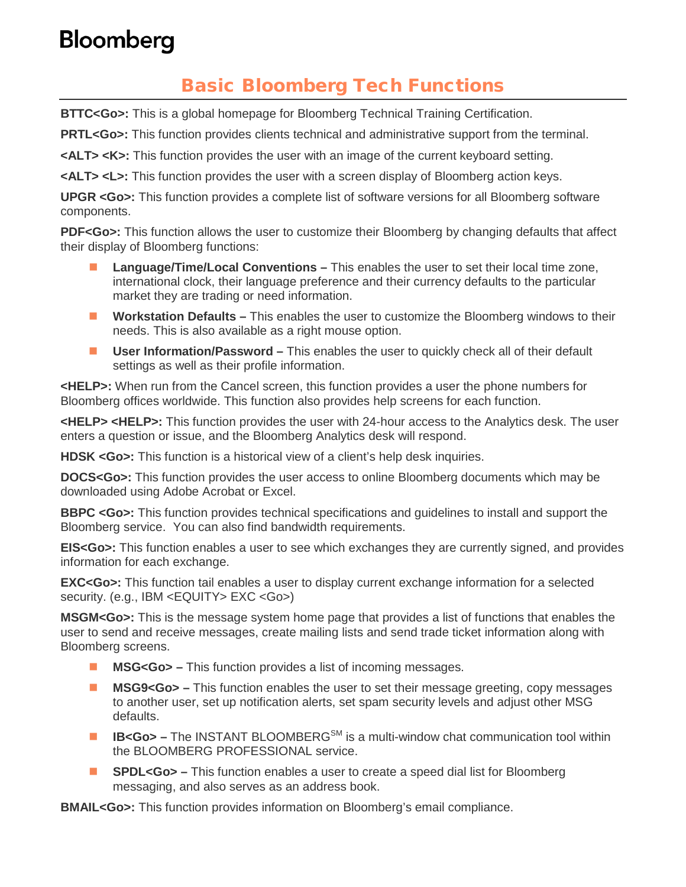Bloomberg

# Basic Bloomberg Tech Functions

**BTTC<Go>:** This is a global homepage for Bloomberg Technical Training Certification.

**PRTL<Go>:** This function provides clients technical and administrative support from the terminal.

**<ALT> <K>:** This function provides the user with an image of the current keyboard setting.

**<ALT> <L>:** This function provides the user with a screen display of Bloomberg action keys.

**UPGR <Go>:** This function provides a complete list of software versions for all Bloomberg software components.

**PDF<Go>:** This function allows the user to customize their Bloomberg by changing defaults that affect their display of Bloomberg functions:

- **Language/Time/Local Conventions –** This enables the user to set their local time zone, international clock, their language preference and their currency defaults to the particular market they are trading or need information.
- **Workstation Defaults –** This enables the user to customize the Bloomberg windows to their needs. This is also available as a right mouse option.
- **User Information/Password –** This enables the user to quickly check all of their default settings as well as their profile information.

**<HELP>:** When run from the Cancel screen, this function provides a user the phone numbers for Bloomberg offices worldwide. This function also provides help screens for each function.

**<HELP> <HELP>:** This function provides the user with 24-hour access to the Analytics desk. The user enters a question or issue, and the Bloomberg Analytics desk will respond.

**HDSK <Go>:** This function is a historical view of a client's help desk inquiries.

**DOCS<Go>:** This function provides the user access to online Bloomberg documents which may be downloaded using Adobe Acrobat or Excel.

**BBPC <Go>:** This function provides technical specifications and guidelines to install and support the Bloomberg service. You can also find bandwidth requirements.

**EIS<Go>:** This function enables a user to see which exchanges they are currently signed, and provides information for each exchange.

**EXC<Go>:** This function tail enables a user to display current exchange information for a selected security. (e.g., IBM <EQUITY> EXC <Go>)

**MSGM<Go>:** This is the message system home page that provides a list of functions that enables the user to send and receive messages, create mailing lists and send trade ticket information along with Bloomberg screens.

- **MSG<Go> –** This function provides a list of incoming messages.
- **MSG9<Go> –** This function enables the user to set their message greeting, copy messages to another user, set up notification alerts, set spam security levels and adjust other MSG defaults.
- **IB<Go> –** The INSTANT BLOOMBERG[SM] is a multi-window chat communication tool within the BLOOMBERG PROFESSIONAL service.
- **SPDL<Go> –** This function enables a user to create a speed dial list for Bloomberg messaging, and also serves as an address book.

**BMAIL<Go>:** This function provides information on Bloomberg's email compliance.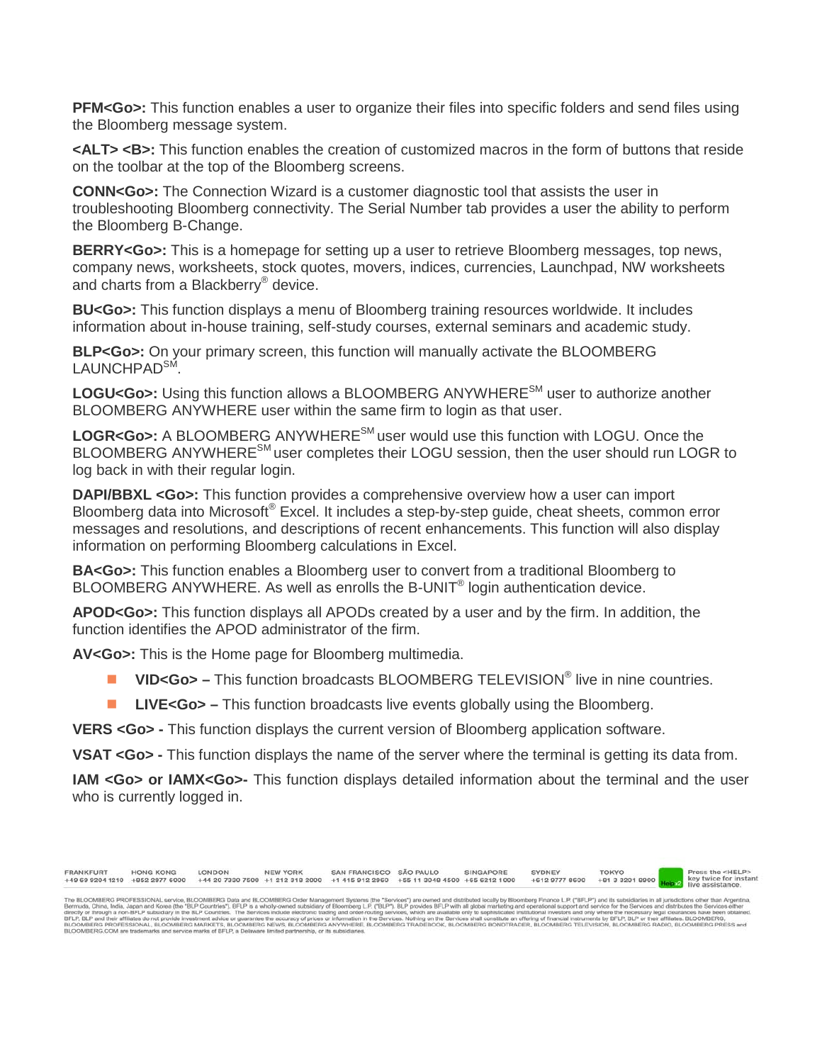**PFM<Go>:** This function enables a user to organize their files into specific folders and send files using the Bloomberg message system.

**<ALT> <B>:** This function enables the creation of customized macros in the form of buttons that reside on the toolbar at the top of the Bloomberg screens.

**CONN<Go>:** The Connection Wizard is a customer diagnostic tool that assists the user in troubleshooting Bloomberg connectivity. The Serial Number tab provides a user the ability to perform the Bloomberg B-Change.

**BERRY<Go>:** This is a homepage for setting up a user to retrieve Bloomberg messages, top news, company news, worksheets, stock quotes, movers, indices, currencies, Launchpad, NW worksheets and charts from a Blackberry® device.

**BU<Go>:** This function displays a menu of Bloomberg training resources worldwide. It includes information about in-house training, self-study courses, external seminars and academic study.

**BLP<Go>:** On your primary screen, this function will manually activate the BLOOMBERG LAUNCHPAD℠.

**LOGU<Go>:** Using this function allows a BLOOMBERG ANYWHERE℠ user to authorize another BLOOMBERG ANYWHERE user within the same firm to login as that user.

**LOGR<Go>:** A BLOOMBERG ANYWHERE℠ user would use this function with LOGU. Once the BLOOMBERG ANYWHERE℠ user completes their LOGU session, then the user should run LOGR to log back in with their regular login.

**DAPI/BBXL <Go>:** This function provides a comprehensive overview how a user can import Bloomberg data into Microsoft® Excel. It includes a step-by-step guide, cheat sheets, common error messages and resolutions, and descriptions of recent enhancements. This function will also display information on performing Bloomberg calculations in Excel.

**BA<Go>:** This function enables a Bloomberg user to convert from a traditional Bloomberg to BLOOMBERG ANYWHERE. As well as enrolls the B-UNIT® login authentication device.

**APOD<Go>:** This function displays all APODs created by a user and by the firm. In addition, the function identifies the APOD administrator of the firm.

**AV<Go>:** This is the Home page for Bloomberg multimedia.

- **VID<Go> –** This function broadcasts BLOOMBERG TELEVISION® live in nine countries.
- **LIVE<Go> –** This function broadcasts live events globally using the Bloomberg.

**VERS <Go> -** This function displays the current version of Bloomberg application software.

**VSAT <Go> -** This function displays the name of the server where the terminal is getting its data from.

**IAM <Go> or IAMX<Go>-** This function displays detailed information about the terminal and the user who is currently logged in.